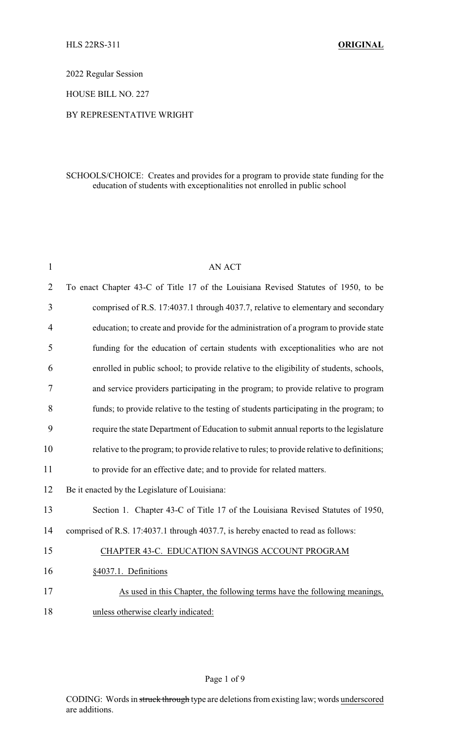HLS 22RS-311 **ORIGINAL**

2022 Regular Session

HOUSE BILL NO. 227

BY REPRESENTATIVE WRIGHT

SCHOOLS/CHOICE: Creates and provides for a program to provide state funding for the education of students with exceptionalities not enrolled in public school

AN ACT

To enact Chapter 43-C of Title 17 of the Louisiana Revised Statutes of 1950, to be comprised of R.S. 17:4037.1 through 4037.7, relative to elementary and secondary education; to create and provide for the administration of a program to provide state funding for the education of certain students with exceptionalities who are not enrolled in public school; to provide relative to the eligibility of students, schools, and service providers participating in the program; to provide relative to program funds; to provide relative to the testing of students participating in the program; to require the state Department of Education to submit annual reports to the legislature relative to the program; to provide relative to rules; to provide relative to definitions; to provide for an effective date; and to provide for related matters.

Be it enacted by the Legislature of Louisiana:

Section 1. Chapter 43-C of Title 17 of the Louisiana Revised Statutes of 1950, comprised of R.S. 17:4037.1 through 4037.7, is hereby enacted to read as follows:

<u>CHAPTER 43-C. EDUCATION SAVINGS ACCOUNT PROGRAM</u>

<u>§4037.1. Definitions</u>

<u>As used in this Chapter, the following terms have the following meanings, unless otherwise clearly indicated:</u>

CODING: Words in ~~struck through~~ type are deletions from existing law; words <u>underscored</u> are additions.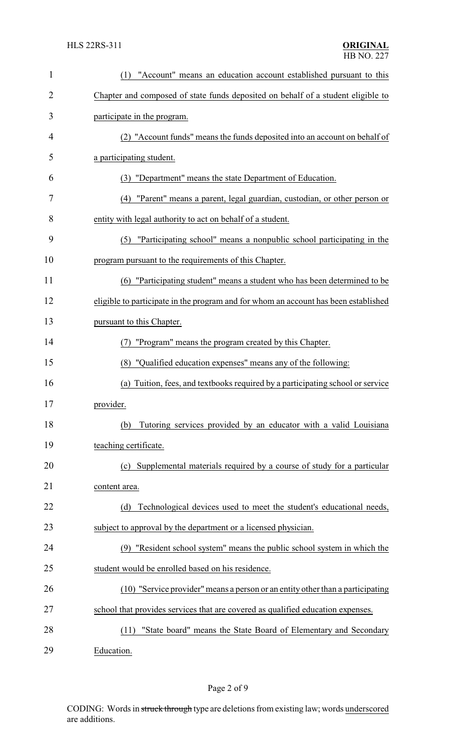(1) "Account" means an education account established pursuant to this Chapter and composed of state funds deposited on behalf of a student eligible to participate in the program.

(2) "Account funds" means the funds deposited into an account on behalf of a participating student.

(3) "Department" means the state Department of Education.

(4) "Parent" means a parent, legal guardian, custodian, or other person or entity with legal authority to act on behalf of a student.

(5) "Participating school" means a nonpublic school participating in the program pursuant to the requirements of this Chapter.

(6) "Participating student" means a student who has been determined to be eligible to participate in the program and for whom an account has been established pursuant to this Chapter.

(7) "Program" means the program created by this Chapter.

(8) "Qualified education expenses" means any of the following:

(a) Tuition, fees, and textbooks required by a participating school or service provider.

(b) Tutoring services provided by an educator with a valid Louisiana teaching certificate.

(c) Supplemental materials required by a course of study for a particular content area.

(d) Technological devices used to meet the student's educational needs, subject to approval by the department or a licensed physician.

(9) "Resident school system" means the public school system in which the student would be enrolled based on his residence.

(10) "Service provider" means a person or an entity other than a participating school that provides services that are covered as qualified education expenses.

(11) "State board" means the State Board of Elementary and Secondary Education.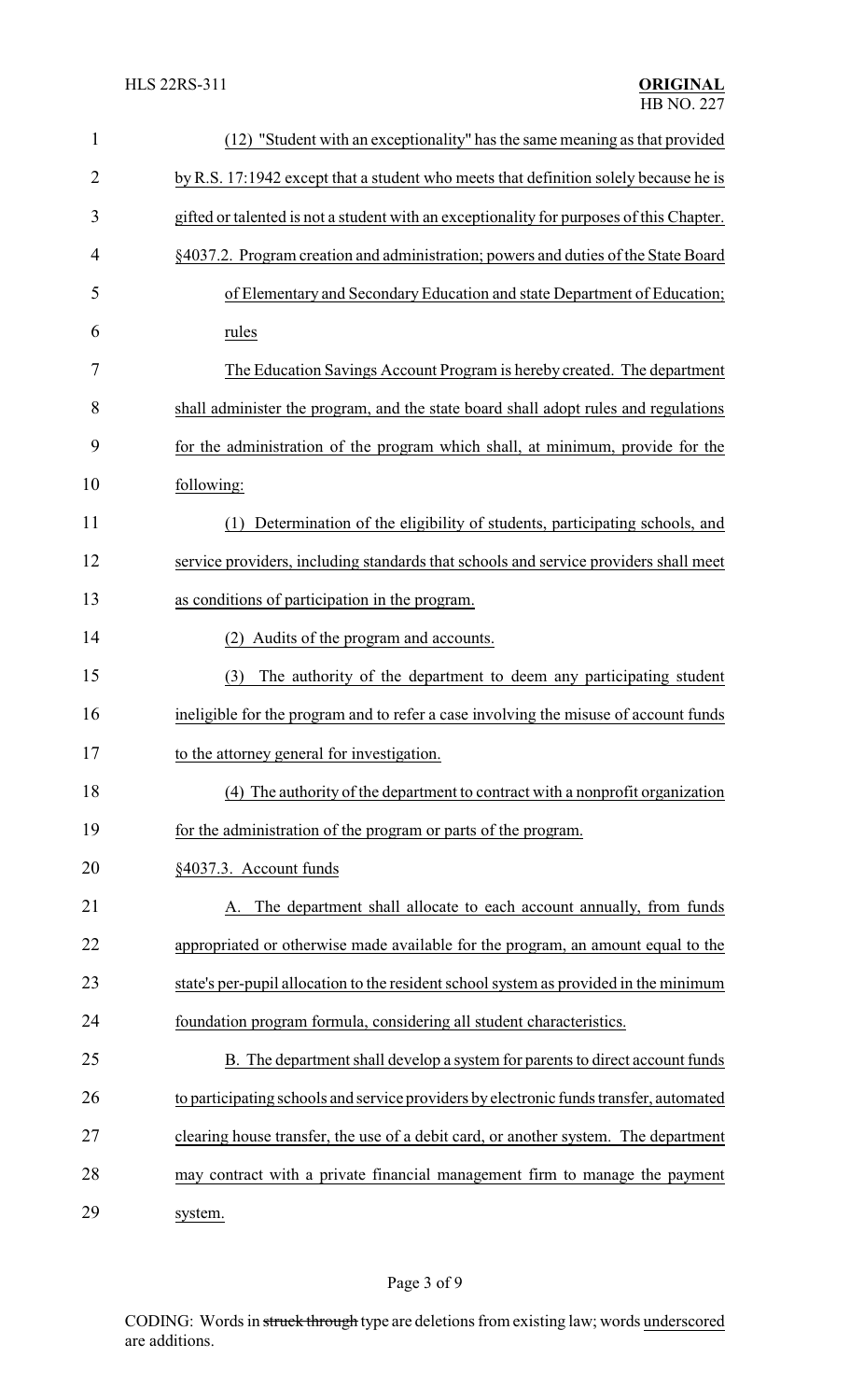(12) "Student with an exceptionality" has the same meaning as that provided by R.S. 17:1942 except that a student who meets that definition solely because he is gifted or talented is not a student with an exceptionality for purposes of this Chapter.

§4037.2. Program creation and administration; powers and duties of the State Board of Elementary and Secondary Education and state Department of Education; rules

The Education Savings Account Program is hereby created. The department shall administer the program, and the state board shall adopt rules and regulations for the administration of the program which shall, at minimum, provide for the following:

(1) Determination of the eligibility of students, participating schools, and service providers, including standards that schools and service providers shall meet as conditions of participation in the program.

(2) Audits of the program and accounts.

(3) The authority of the department to deem any participating student ineligible for the program and to refer a case involving the misuse of account funds to the attorney general for investigation.

(4) The authority of the department to contract with a nonprofit organization for the administration of the program or parts of the program.

§4037.3. Account funds

A. The department shall allocate to each account annually, from funds appropriated or otherwise made available for the program, an amount equal to the state's per-pupil allocation to the resident school system as provided in the minimum foundation program formula, considering all student characteristics.

B. The department shall develop a system for parents to direct account funds to participating schools and service providers by electronic funds transfer, automated clearing house transfer, the use of a debit card, or another system. The department may contract with a private financial management firm to manage the payment system.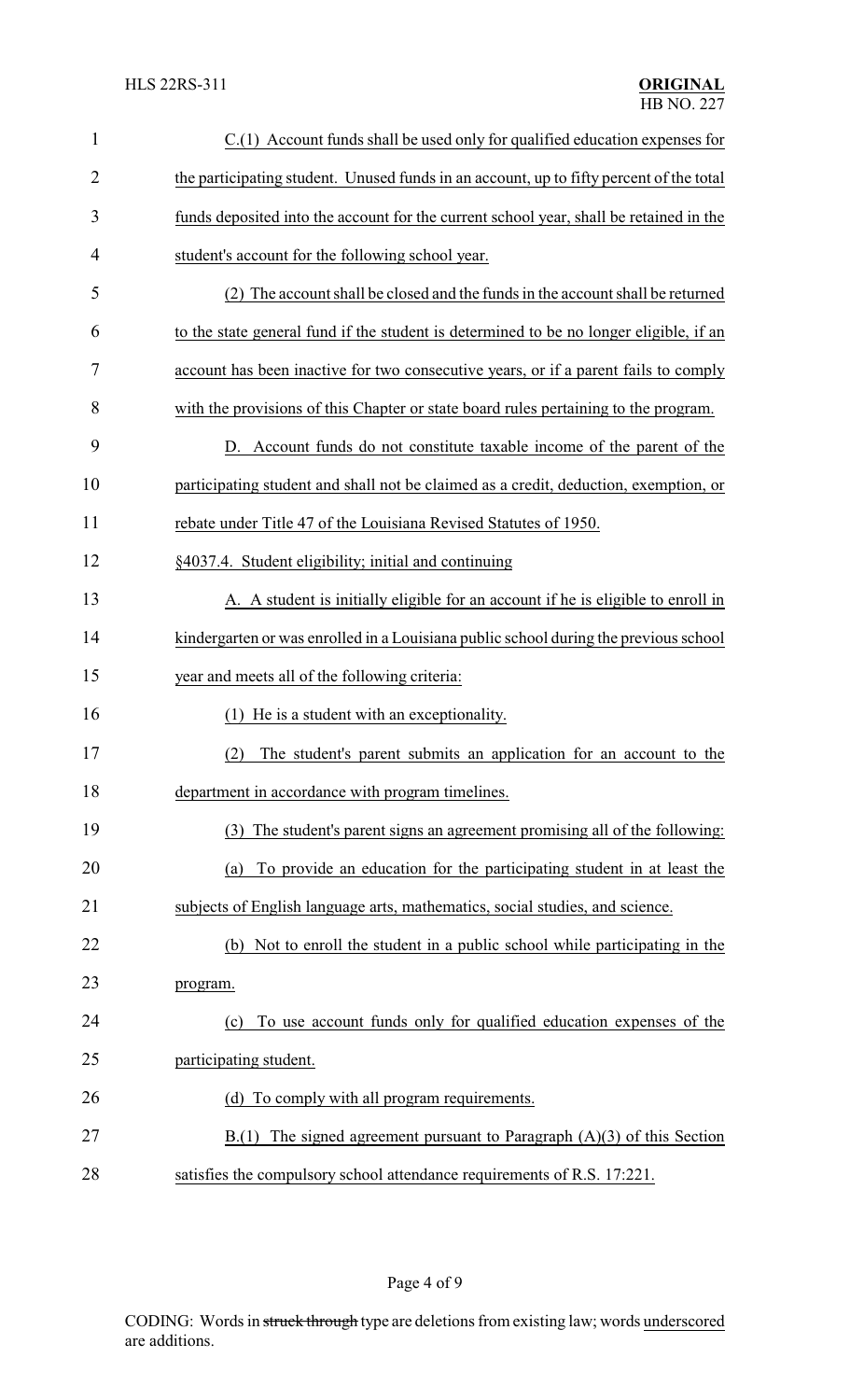C.(1) Account funds shall be used only for qualified education expenses for the participating student. Unused funds in an account, up to fifty percent of the total funds deposited into the account for the current school year, shall be retained in the student's account for the following school year.

(2) The account shall be closed and the funds in the account shall be returned to the state general fund if the student is determined to be no longer eligible, if an account has been inactive for two consecutive years, or if a parent fails to comply with the provisions of this Chapter or state board rules pertaining to the program.

D. Account funds do not constitute taxable income of the parent of the participating student and shall not be claimed as a credit, deduction, exemption, or rebate under Title 47 of the Louisiana Revised Statutes of 1950.

§4037.4. Student eligibility; initial and continuing

A. A student is initially eligible for an account if he is eligible to enroll in kindergarten or was enrolled in a Louisiana public school during the previous school year and meets all of the following criteria:

(1) He is a student with an exceptionality.

(2) The student's parent submits an application for an account to the department in accordance with program timelines.

(3) The student's parent signs an agreement promising all of the following:

(a) To provide an education for the participating student in at least the subjects of English language arts, mathematics, social studies, and science.

(b) Not to enroll the student in a public school while participating in the program.

(c) To use account funds only for qualified education expenses of the participating student.

(d) To comply with all program requirements.

B.(1) The signed agreement pursuant to Paragraph (A)(3) of this Section satisfies the compulsory school attendance requirements of R.S. 17:221.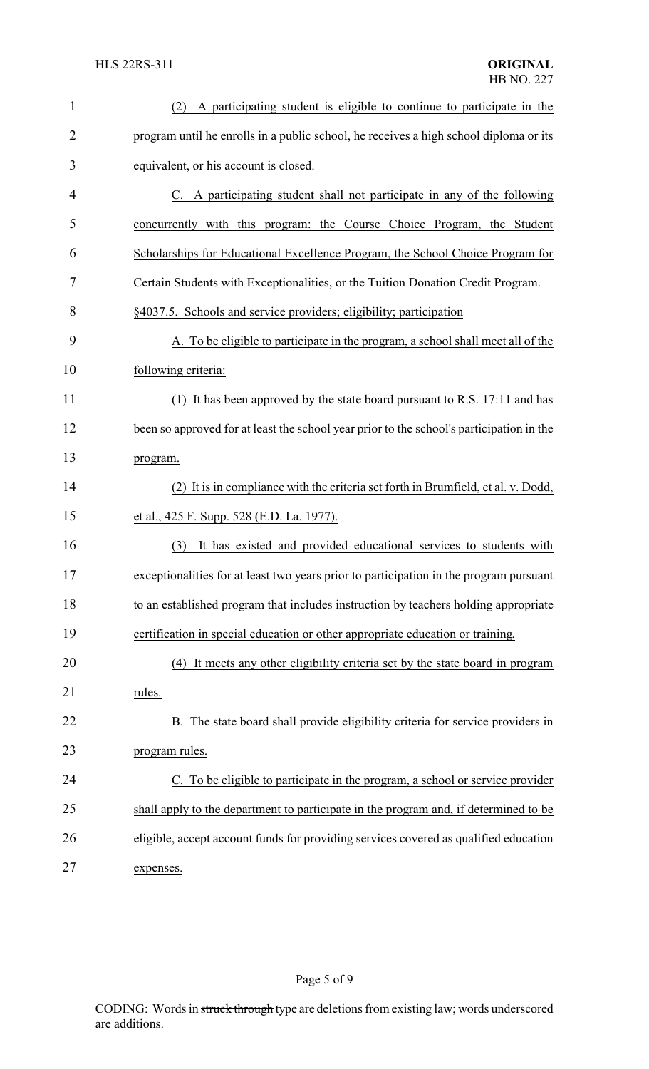(2) A participating student is eligible to continue to participate in the program until he enrolls in a public school, he receives a high school diploma or its equivalent, or his account is closed.

C. A participating student shall not participate in any of the following concurrently with this program: the Course Choice Program, the Student Scholarships for Educational Excellence Program, the School Choice Program for Certain Students with Exceptionalities, or the Tuition Donation Credit Program.

§4037.5. Schools and service providers; eligibility; participation

A. To be eligible to participate in the program, a school shall meet all of the following criteria:

(1) It has been approved by the state board pursuant to R.S. 17:11 and has been so approved for at least the school year prior to the school's participation in the program.

(2) It is in compliance with the criteria set forth in Brumfield, et al. v. Dodd, et al., 425 F. Supp. 528 (E.D. La. 1977).

(3) It has existed and provided educational services to students with exceptionalities for at least two years prior to participation in the program pursuant to an established program that includes instruction by teachers holding appropriate certification in special education or other appropriate education or training.

(4) It meets any other eligibility criteria set by the state board in program rules.

B. The state board shall provide eligibility criteria for service providers in program rules.

C. To be eligible to participate in the program, a school or service provider shall apply to the department to participate in the program and, if determined to be eligible, accept account funds for providing services covered as qualified education expenses.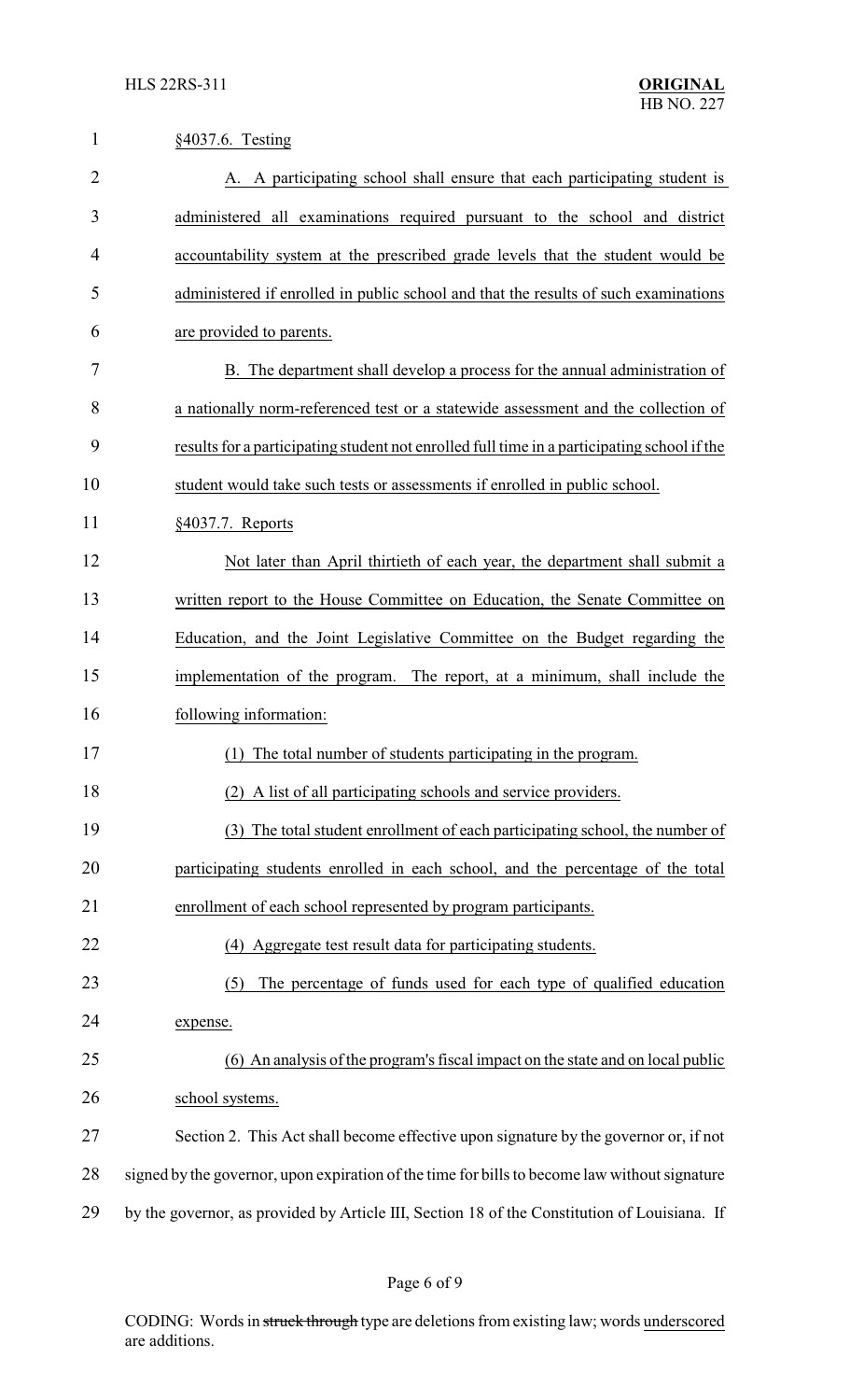§4037.6. Testing

A. A participating school shall ensure that each participating student is administered all examinations required pursuant to the school and district accountability system at the prescribed grade levels that the student would be administered if enrolled in public school and that the results of such examinations are provided to parents.

B. The department shall develop a process for the annual administration of a nationally norm-referenced test or a statewide assessment and the collection of results for a participating student not enrolled full time in a participating school if the student would take such tests or assessments if enrolled in public school.

§4037.7. Reports

Not later than April thirtieth of each year, the department shall submit a written report to the House Committee on Education, the Senate Committee on Education, and the Joint Legislative Committee on the Budget regarding the implementation of the program. The report, at a minimum, shall include the following information:

(1) The total number of students participating in the program.

(2) A list of all participating schools and service providers.

(3) The total student enrollment of each participating school, the number of participating students enrolled in each school, and the percentage of the total enrollment of each school represented by program participants.

(4) Aggregate test result data for participating students.

(5) The percentage of funds used for each type of qualified education expense.

(6) An analysis of the program's fiscal impact on the state and on local public school systems.

Section 2. This Act shall become effective upon signature by the governor or, if not signed by the governor, upon expiration of the time for bills to become law without signature by the governor, as provided by Article III, Section 18 of the Constitution of Louisiana. If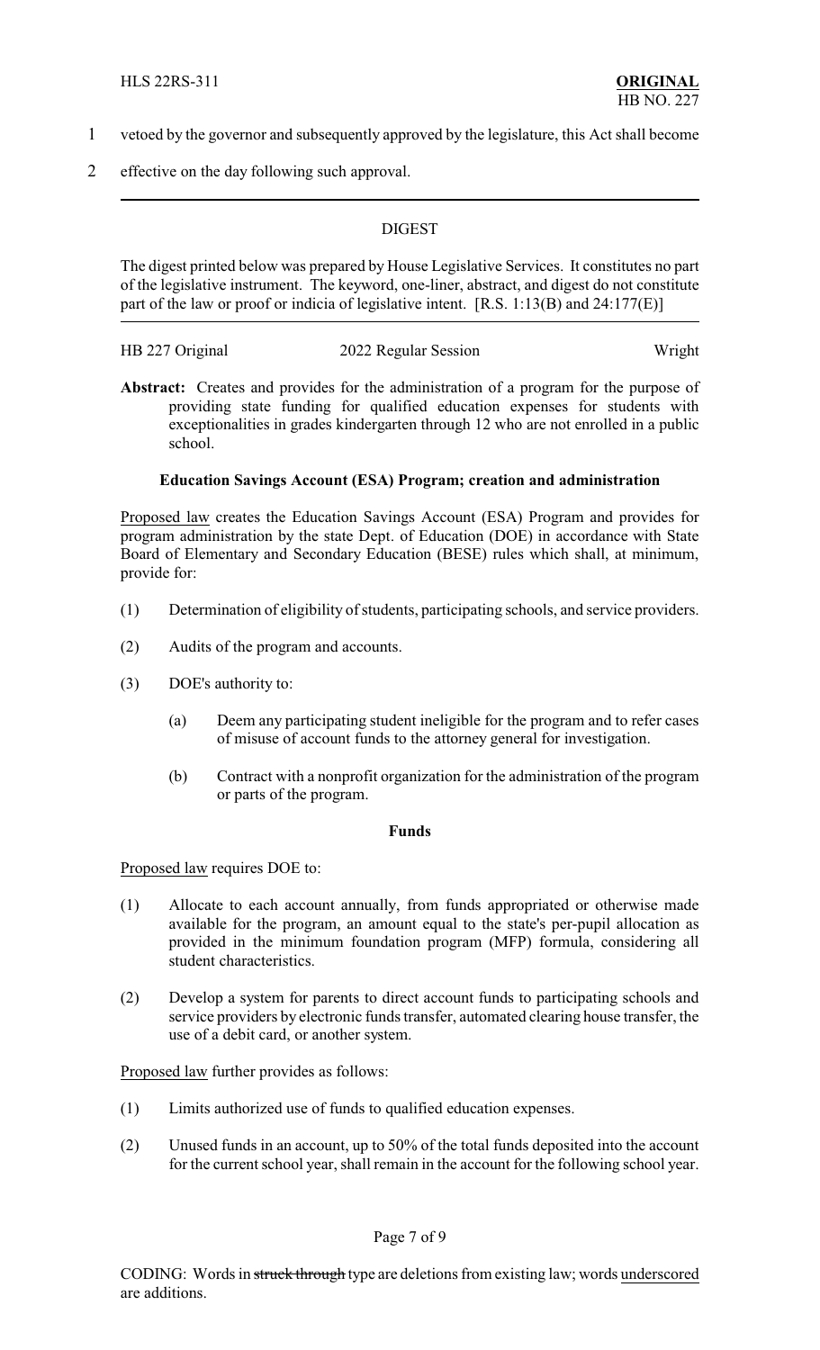vetoed by the governor and subsequently approved by the legislature, this Act shall become effective on the day following such approval.

---

DIGEST

The digest printed below was prepared by House Legislative Services. It constitutes no part of the legislative instrument. The keyword, one-liner, abstract, and digest do not constitute part of the law or proof or indicia of legislative intent. [R.S. 1:13(B) and 24:177(E)]

---

HB 227 Original 2022 Regular Session Wright

**Abstract:** Creates and provides for the administration of a program for the purpose of providing state funding for qualified education expenses for students with exceptionalities in grades kindergarten through 12 who are not enrolled in a public school.

**Education Savings Account (ESA) Program; creation and administration**

Proposed law creates the Education Savings Account (ESA) Program and provides for program administration by the state Dept. of Education (DOE) in accordance with State Board of Elementary and Secondary Education (BESE) rules which shall, at minimum, provide for:

(1) Determination of eligibility of students, participating schools, and service providers.

(2) Audits of the program and accounts.

(3) DOE's authority to:

(a) Deem any participating student ineligible for the program and to refer cases of misuse of account funds to the attorney general for investigation.

(b) Contract with a nonprofit organization for the administration of the program or parts of the program.

**Funds**

Proposed law requires DOE to:

(1) Allocate to each account annually, from funds appropriated or otherwise made available for the program, an amount equal to the state's per-pupil allocation as provided in the minimum foundation program (MFP) formula, considering all student characteristics.

(2) Develop a system for parents to direct account funds to participating schools and service providers by electronic funds transfer, automated clearing house transfer, the use of a debit card, or another system.

Proposed law further provides as follows:

(1) Limits authorized use of funds to qualified education expenses.

(2) Unused funds in an account, up to 50% of the total funds deposited into the account for the current school year, shall remain in the account for the following school year.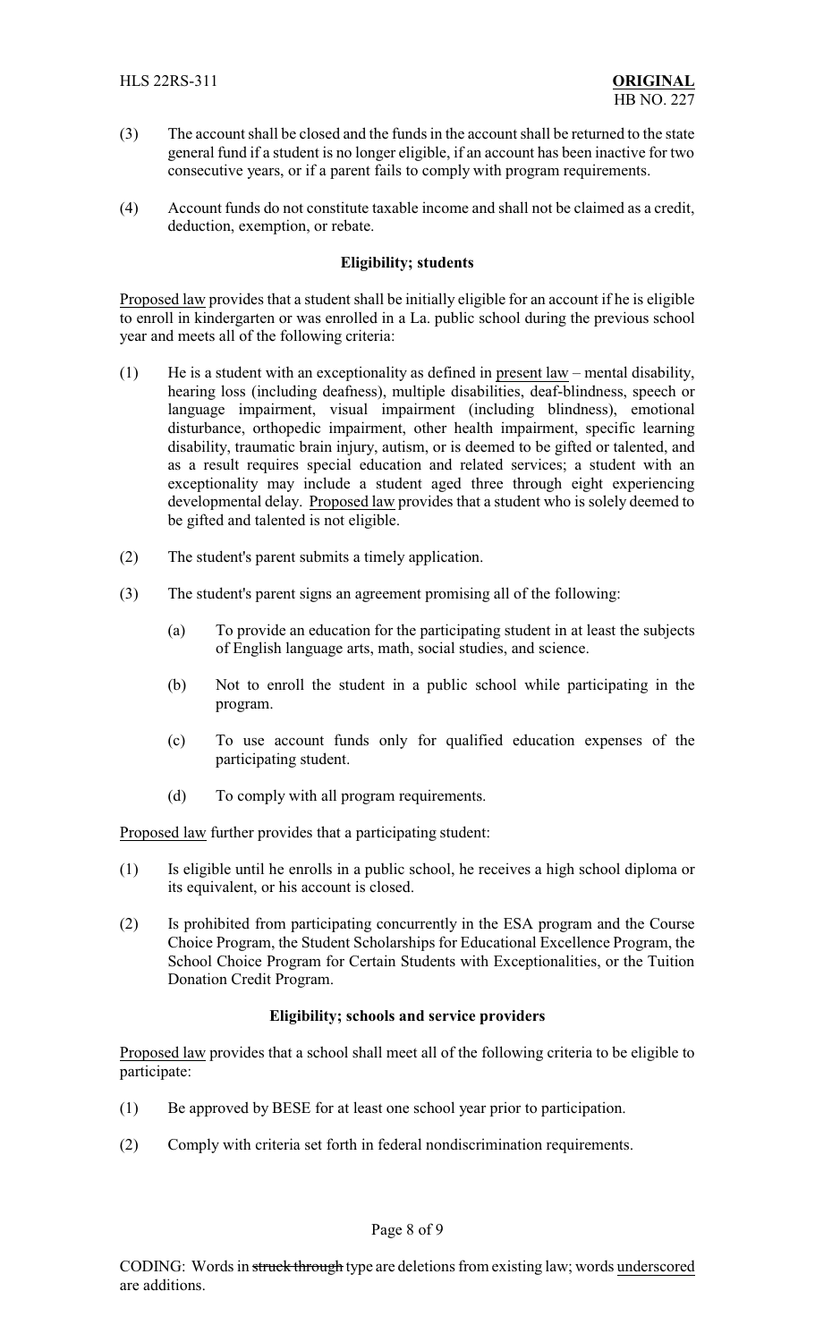(3) The account shall be closed and the funds in the account shall be returned to the state general fund if a student is no longer eligible, if an account has been inactive for two consecutive years, or if a parent fails to comply with program requirements.

(4) Account funds do not constitute taxable income and shall not be claimed as a credit, deduction, exemption, or rebate.

**Eligibility; students**

Proposed law provides that a student shall be initially eligible for an account if he is eligible to enroll in kindergarten or was enrolled in a La. public school during the previous school year and meets all of the following criteria:

(1) He is a student with an exceptionality as defined in present law – mental disability, hearing loss (including deafness), multiple disabilities, deaf-blindness, speech or language impairment, visual impairment (including blindness), emotional disturbance, orthopedic impairment, other health impairment, specific learning disability, traumatic brain injury, autism, or is deemed to be gifted or talented, and as a result requires special education and related services; a student with an exceptionality may include a student aged three through eight experiencing developmental delay. Proposed law provides that a student who is solely deemed to be gifted and talented is not eligible.

(2) The student's parent submits a timely application.

(3) The student's parent signs an agreement promising all of the following:

  (a) To provide an education for the participating student in at least the subjects of English language arts, math, social studies, and science.

  (b) Not to enroll the student in a public school while participating in the program.

  (c) To use account funds only for qualified education expenses of the participating student.

  (d) To comply with all program requirements.

Proposed law further provides that a participating student:

(1) Is eligible until he enrolls in a public school, he receives a high school diploma or its equivalent, or his account is closed.

(2) Is prohibited from participating concurrently in the ESA program and the Course Choice Program, the Student Scholarships for Educational Excellence Program, the School Choice Program for Certain Students with Exceptionalities, or the Tuition Donation Credit Program.

**Eligibility; schools and service providers**

Proposed law provides that a school shall meet all of the following criteria to be eligible to participate:

(1) Be approved by BESE for at least one school year prior to participation.

(2) Comply with criteria set forth in federal nondiscrimination requirements.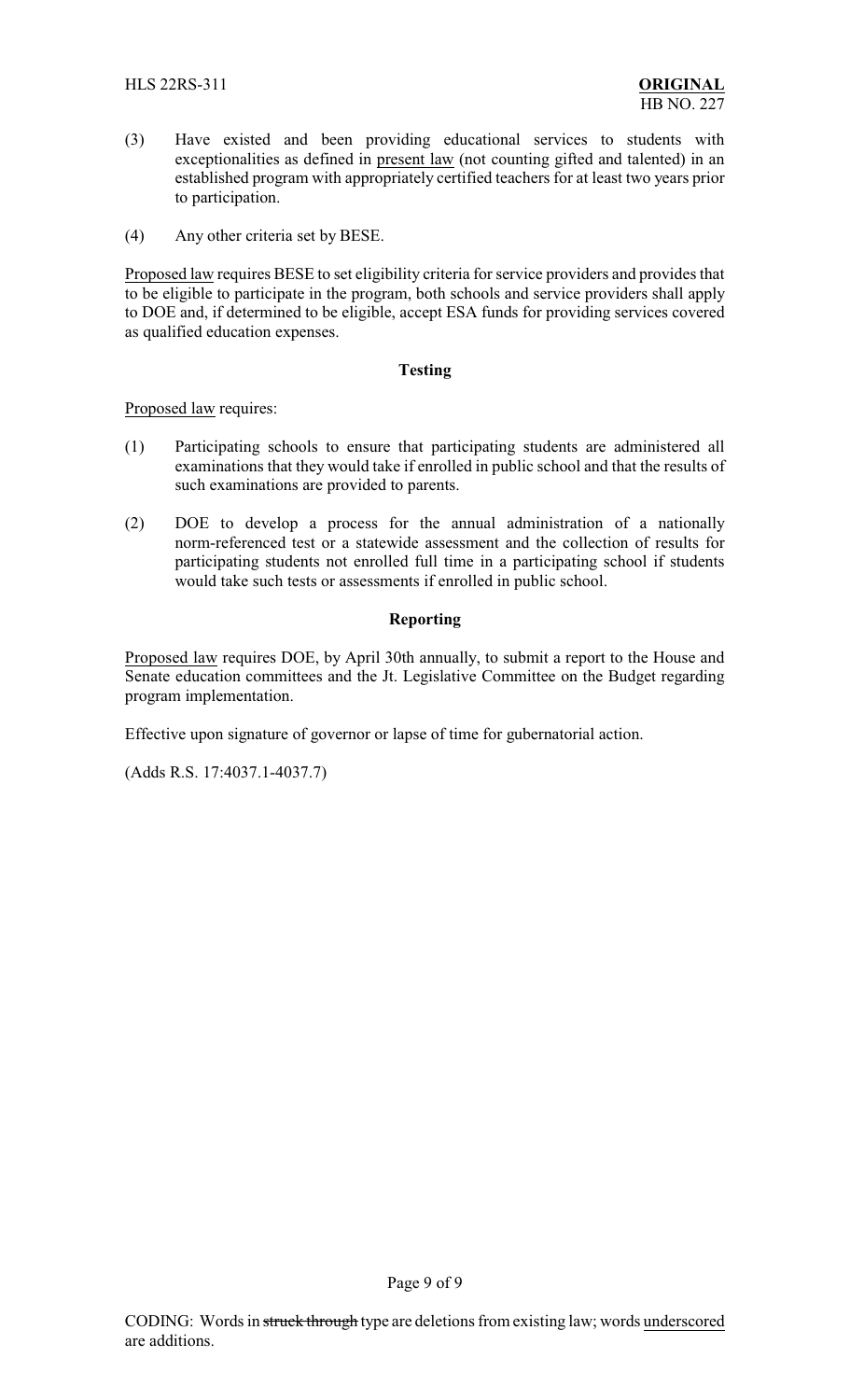(3) Have existed and been providing educational services to students with exceptionalities as defined in present law (not counting gifted and talented) in an established program with appropriately certified teachers for at least two years prior to participation.

(4) Any other criteria set by BESE.

Proposed law requires BESE to set eligibility criteria for service providers and provides that to be eligible to participate in the program, both schools and service providers shall apply to DOE and, if determined to be eligible, accept ESA funds for providing services covered as qualified education expenses.

### Testing

Proposed law requires:

(1) Participating schools to ensure that participating students are administered all examinations that they would take if enrolled in public school and that the results of such examinations are provided to parents.

(2) DOE to develop a process for the annual administration of a nationally norm-referenced test or a statewide assessment and the collection of results for participating students not enrolled full time in a participating school if students would take such tests or assessments if enrolled in public school.

### Reporting

Proposed law requires DOE, by April 30th annually, to submit a report to the House and Senate education committees and the Jt. Legislative Committee on the Budget regarding program implementation.

Effective upon signature of governor or lapse of time for gubernatorial action.

(Adds R.S. 17:4037.1-4037.7)

CODING: Words in ~~struck through~~ type are deletions from existing law; words underscored are additions.